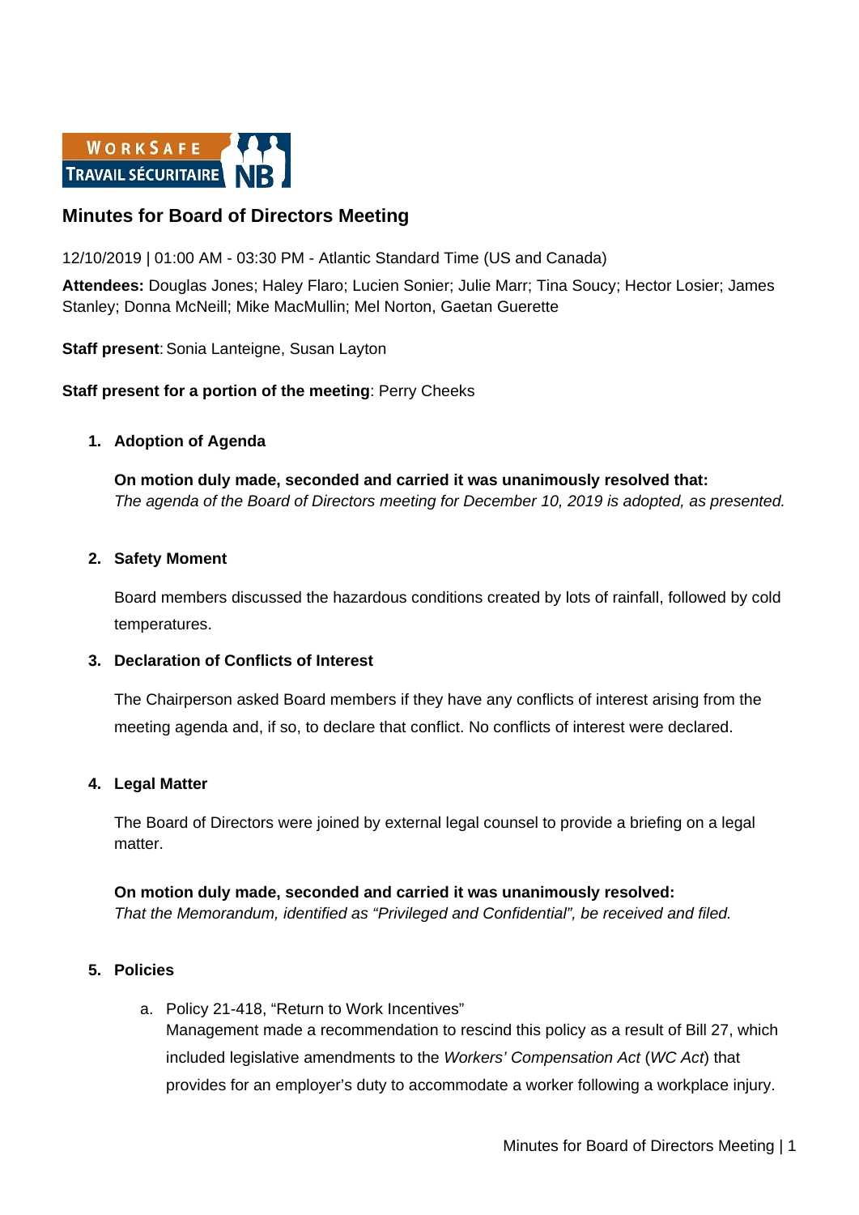# Minutes for Board of Directors Meeting

12/10/2019 | 01:00 AM - 03:30 PM - Atlantic Standard Time (US and Canada)

**Attendees:** Douglas Jones; Haley Flaro; Lucien Sonier; Julie Marr; Tina Soucy; Hector Losier; James Stanley; Donna McNeill; Mike MacMullin; Mel Norton, Gaetan Guerette

**Staff present**: Sonia Lanteigne, Susan Layton

**Staff present for a portion of the meeting**: Perry Cheeks

1. **Adoption of Agenda**

   **On motion duly made, seconded and carried it was unanimously resolved that:**
   *The agenda of the Board of Directors meeting for December 10, 2019 is adopted, as presented.*

2. **Safety Moment**

   Board members discussed the hazardous conditions created by lots of rainfall, followed by cold temperatures.

3. **Declaration of Conflicts of Interest**

   The Chairperson asked Board members if they have any conflicts of interest arising from the meeting agenda and, if so, to declare that conflict. No conflicts of interest were declared.

4. **Legal Matter**

   The Board of Directors were joined by external legal counsel to provide a briefing on a legal matter.

   **On motion duly made, seconded and carried it was unanimously resolved:**
   *That the Memorandum, identified as "Privileged and Confidential", be received and filed.*

5. **Policies**

   a. Policy 21-418, "Return to Work Incentives"
      Management made a recommendation to rescind this policy as a result of Bill 27, which included legislative amendments to the *Workers' Compensation Act* (*WC Act*) that provides for an employer's duty to accommodate a worker following a workplace injury.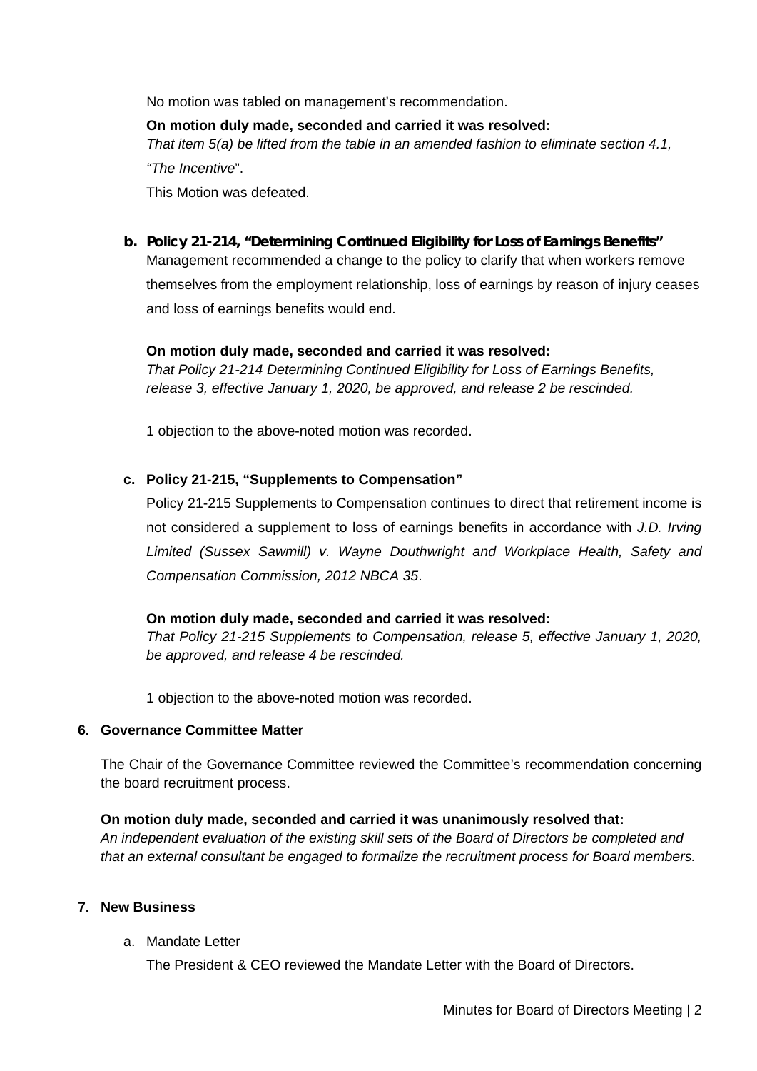No motion was tabled on management's recommendation.

**On motion duly made, seconded and carried it was resolved:**
*That item 5(a) be lifted from the table in an amended fashion to eliminate section 4.1, "The Incentive*".

This Motion was defeated.

**b. Policy 21-214, "Determining Continued Eligibility for Loss of Earnings Benefits"**

Management recommended a change to the policy to clarify that when workers remove themselves from the employment relationship, loss of earnings by reason of injury ceases and loss of earnings benefits would end.

**On motion duly made, seconded and carried it was resolved:**
*That Policy 21-214 Determining Continued Eligibility for Loss of Earnings Benefits, release 3, effective January 1, 2020, be approved, and release 2 be rescinded.*

1 objection to the above-noted motion was recorded.

**c. Policy 21-215, "Supplements to Compensation"**

Policy 21-215 Supplements to Compensation continues to direct that retirement income is not considered a supplement to loss of earnings benefits in accordance with *J.D. Irving Limited (Sussex Sawmill) v. Wayne Douthwright and Workplace Health, Safety and Compensation Commission, 2012 NBCA 35*.

**On motion duly made, seconded and carried it was resolved:**
*That Policy 21-215 Supplements to Compensation, release 5, effective January 1, 2020, be approved, and release 4 be rescinded.*

1 objection to the above-noted motion was recorded.

**6. Governance Committee Matter**

The Chair of the Governance Committee reviewed the Committee's recommendation concerning the board recruitment process.

**On motion duly made, seconded and carried it was unanimously resolved that:**
*An independent evaluation of the existing skill sets of the Board of Directors be completed and that an external consultant be engaged to formalize the recruitment process for Board members.*

**7. New Business**

a. Mandate Letter

The President & CEO reviewed the Mandate Letter with the Board of Directors.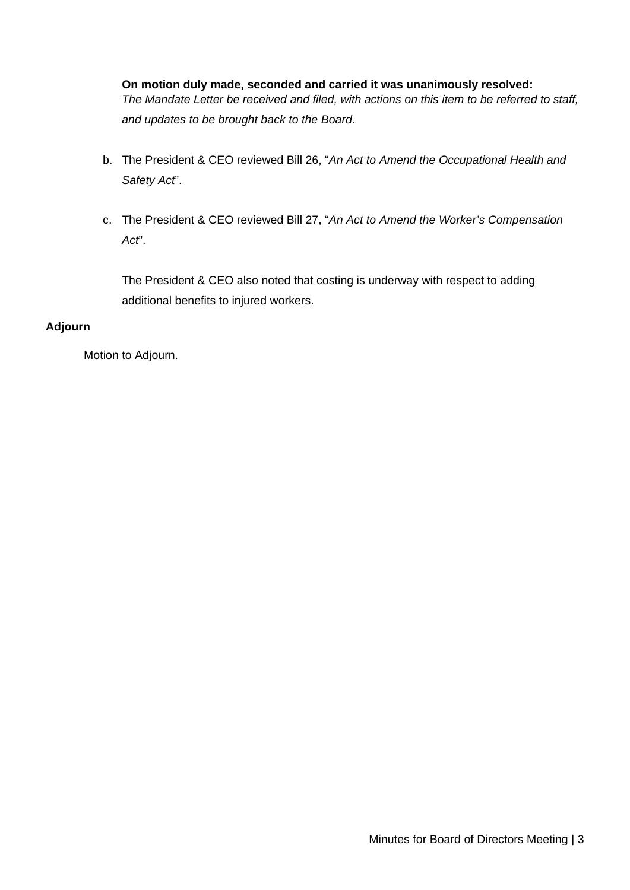**On motion duly made, seconded and carried it was unanimously resolved:**
*The Mandate Letter be received and filed, with actions on this item to be referred to staff, and updates to be brought back to the Board.*

b. The President & CEO reviewed Bill 26, "*An Act to Amend the Occupational Health and Safety Act*".

c. The President & CEO reviewed Bill 27, "*An Act to Amend the Worker's Compensation Act*".

   The President & CEO also noted that costing is underway with respect to adding additional benefits to injured workers.

**Adjourn**

Motion to Adjourn.